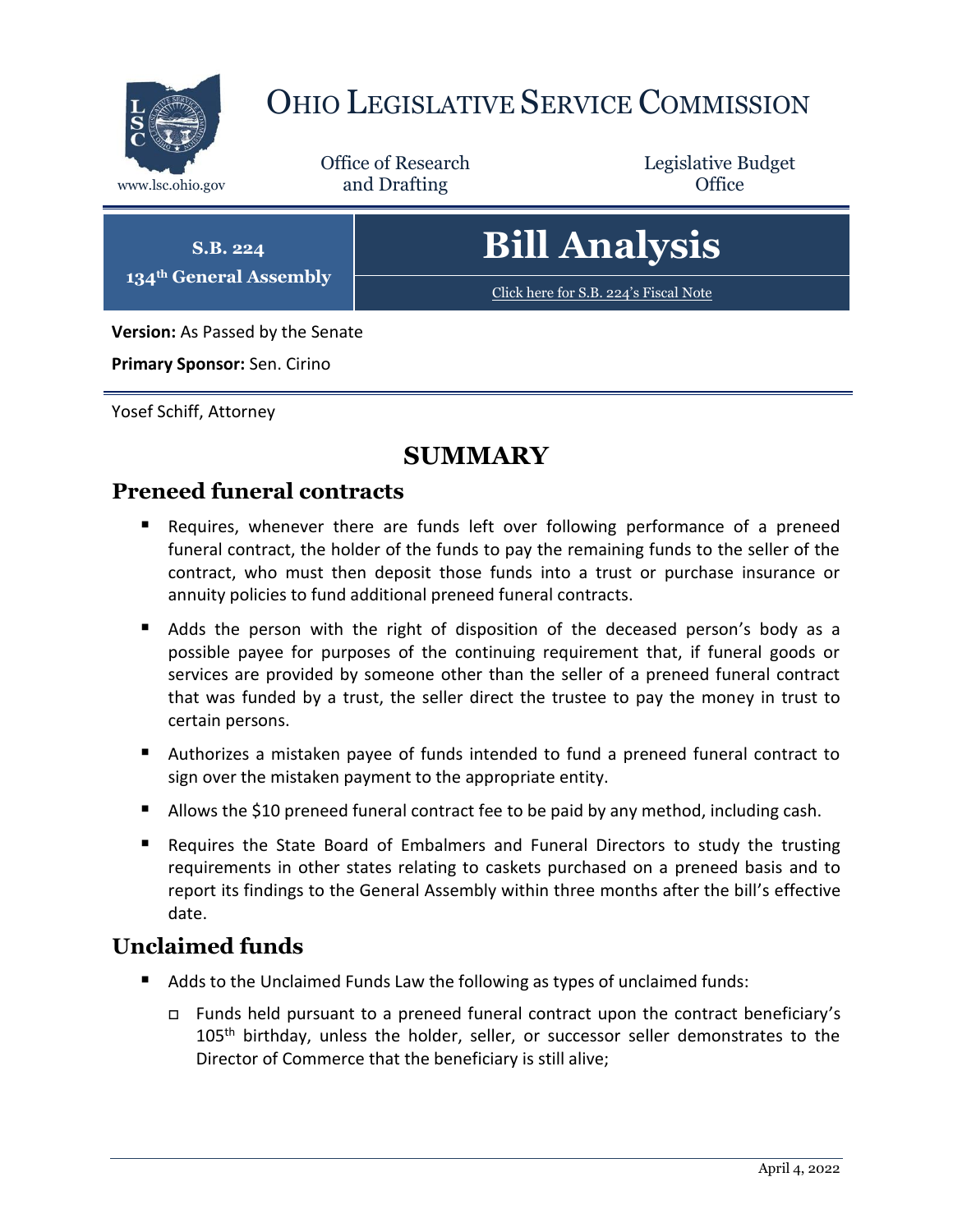# Ohio Legislative Service Commission

www.lsc.ohio.gov

Office of Research and Drafting

Legislative Budget Office

**S.B. 224**
**134th General Assembly**

# Bill Analysis

Click here for S.B. 224's Fiscal Note

**Version:** As Passed by the Senate

**Primary Sponsor:** Sen. Cirino

Yosef Schiff, Attorney

## SUMMARY

### Preneed funeral contracts

- Requires, whenever there are funds left over following performance of a preneed funeral contract, the holder of the funds to pay the remaining funds to the seller of the contract, who must then deposit those funds into a trust or purchase insurance or annuity policies to fund additional preneed funeral contracts.
- Adds the person with the right of disposition of the deceased person's body as a possible payee for purposes of the continuing requirement that, if funeral goods or services are provided by someone other than the seller of a preneed funeral contract that was funded by a trust, the seller direct the trustee to pay the money in trust to certain persons.
- Authorizes a mistaken payee of funds intended to fund a preneed funeral contract to sign over the mistaken payment to the appropriate entity.
- Allows the $10 preneed funeral contract fee to be paid by any method, including cash.
- Requires the State Board of Embalmers and Funeral Directors to study the trusting requirements in other states relating to caskets purchased on a preneed basis and to report its findings to the General Assembly within three months after the bill's effective date.

### Unclaimed funds

- Adds to the Unclaimed Funds Law the following as types of unclaimed funds:
  - Funds held pursuant to a preneed funeral contract upon the contract beneficiary's 105th birthday, unless the holder, seller, or successor seller demonstrates to the Director of Commerce that the beneficiary is still alive;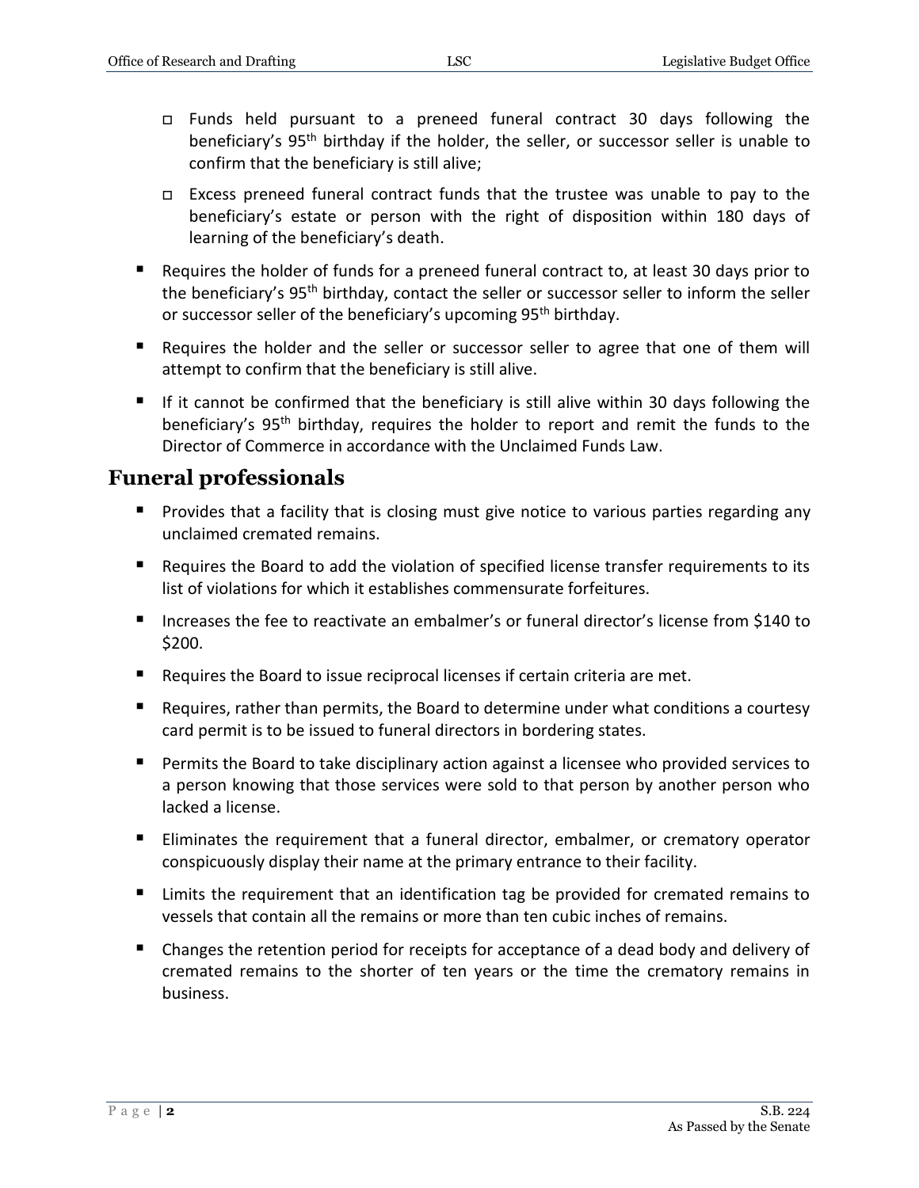- Funds held pursuant to a preneed funeral contract 30 days following the beneficiary's 95th birthday if the holder, the seller, or successor seller is unable to confirm that the beneficiary is still alive;
  - Excess preneed funeral contract funds that the trustee was unable to pay to the beneficiary's estate or person with the right of disposition within 180 days of learning of the beneficiary's death.
- Requires the holder of funds for a preneed funeral contract to, at least 30 days prior to the beneficiary's 95th birthday, contact the seller or successor seller to inform the seller or successor seller of the beneficiary's upcoming 95th birthday.
- Requires the holder and the seller or successor seller to agree that one of them will attempt to confirm that the beneficiary is still alive.
- If it cannot be confirmed that the beneficiary is still alive within 30 days following the beneficiary's 95th birthday, requires the holder to report and remit the funds to the Director of Commerce in accordance with the Unclaimed Funds Law.

## Funeral professionals

- Provides that a facility that is closing must give notice to various parties regarding any unclaimed cremated remains.
- Requires the Board to add the violation of specified license transfer requirements to its list of violations for which it establishes commensurate forfeitures.
- Increases the fee to reactivate an embalmer's or funeral director's license from $140 to $200.
- Requires the Board to issue reciprocal licenses if certain criteria are met.
- Requires, rather than permits, the Board to determine under what conditions a courtesy card permit is to be issued to funeral directors in bordering states.
- Permits the Board to take disciplinary action against a licensee who provided services to a person knowing that those services were sold to that person by another person who lacked a license.
- Eliminates the requirement that a funeral director, embalmer, or crematory operator conspicuously display their name at the primary entrance to their facility.
- Limits the requirement that an identification tag be provided for cremated remains to vessels that contain all the remains or more than ten cubic inches of remains.
- Changes the retention period for receipts for acceptance of a dead body and delivery of cremated remains to the shorter of ten years or the time the crematory remains in business.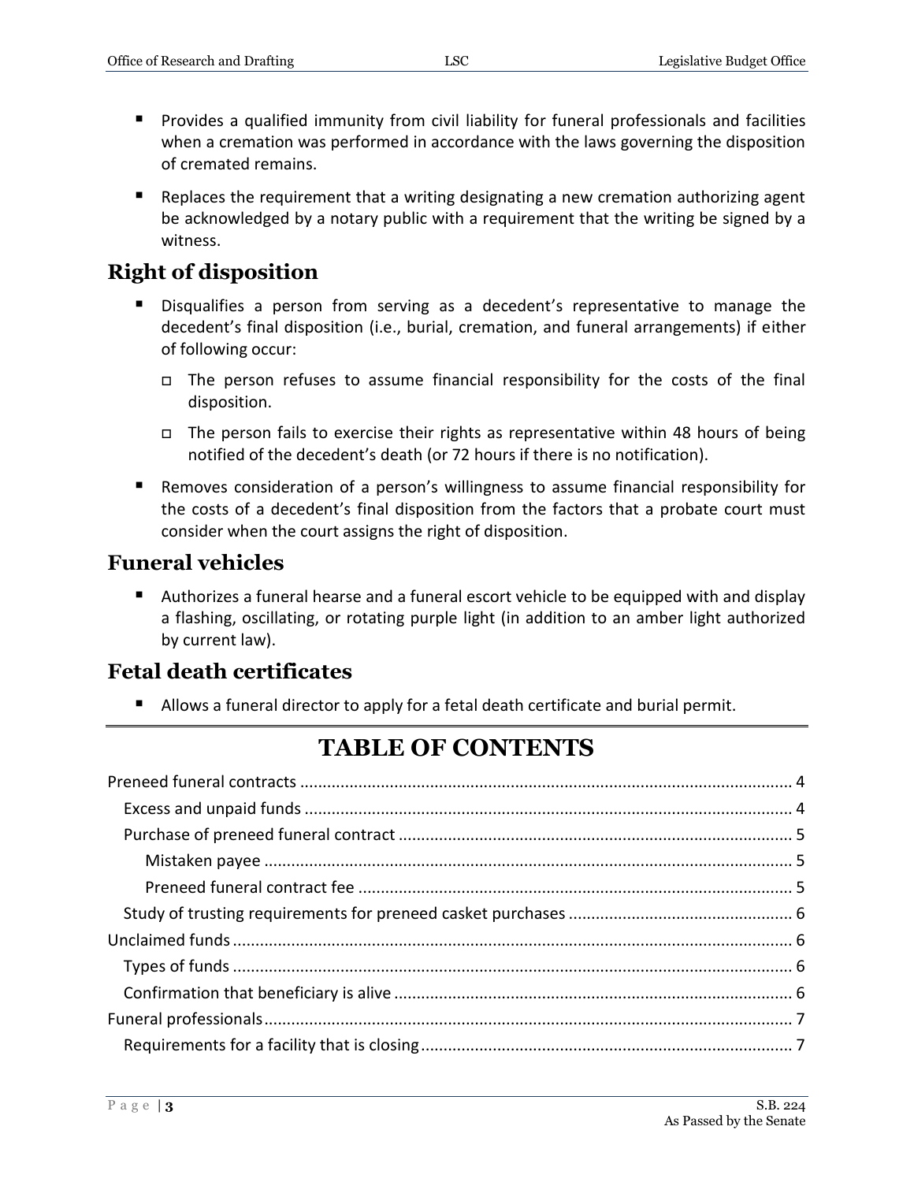- Provides a qualified immunity from civil liability for funeral professionals and facilities when a cremation was performed in accordance with the laws governing the disposition of cremated remains.
- Replaces the requirement that a writing designating a new cremation authorizing agent be acknowledged by a notary public with a requirement that the writing be signed by a witness.

## Right of disposition

- Disqualifies a person from serving as a decedent's representative to manage the decedent's final disposition (i.e., burial, cremation, and funeral arrangements) if either of following occur:
  - The person refuses to assume financial responsibility for the costs of the final disposition.
  - The person fails to exercise their rights as representative within 48 hours of being notified of the decedent's death (or 72 hours if there is no notification).
- Removes consideration of a person's willingness to assume financial responsibility for the costs of a decedent's final disposition from the factors that a probate court must consider when the court assigns the right of disposition.

## Funeral vehicles

- Authorizes a funeral hearse and a funeral escort vehicle to be equipped with and display a flashing, oscillating, or rotating purple light (in addition to an amber light authorized by current law).

## Fetal death certificates

- Allows a funeral director to apply for a fetal death certificate and burial permit.

---

# TABLE OF CONTENTS

Preneed funeral contracts ..... 4
- Excess and unpaid funds ..... 4
- Purchase of preneed funeral contract ..... 5
  - Mistaken payee ..... 5
  - Preneed funeral contract fee ..... 5
- Study of trusting requirements for preneed casket purchases ..... 6

Unclaimed funds ..... 6
- Types of funds ..... 6
- Confirmation that beneficiary is alive ..... 6

Funeral professionals ..... 7
- Requirements for a facility that is closing ..... 7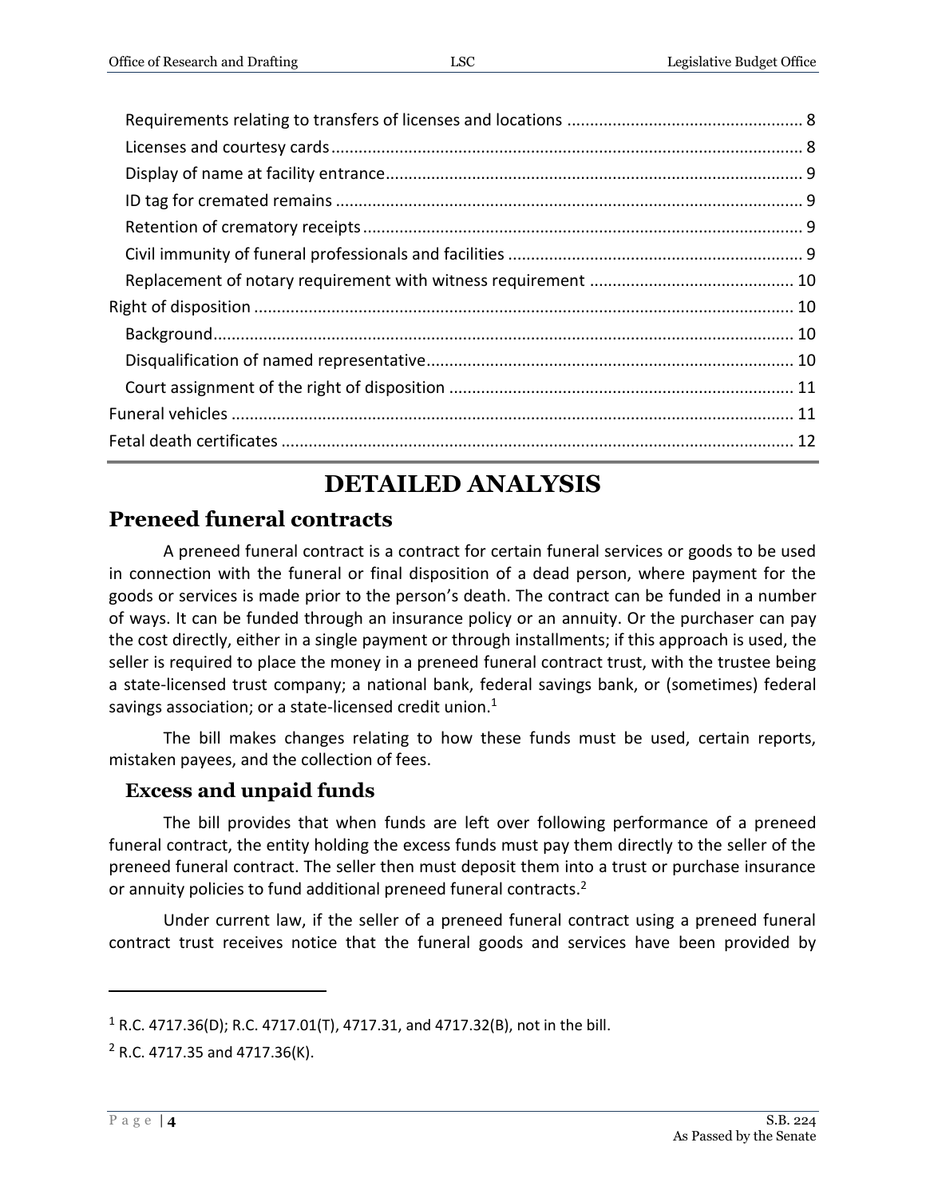Requirements relating to transfers of licenses and locations ................................................... 8
Licenses and courtesy cards ....................................................................................................... 8
Display of name at facility entrance ........................................................................................... 9
ID tag for cremated remains ...................................................................................................... 9
Retention of crematory receipts ................................................................................................ 9
Civil immunity of funeral professionals and facilities ................................................................ 9
Replacement of notary requirement with witness requirement ............................................ 10
Right of disposition ...................................................................................................................... 10
Background ................................................................................................................................ 10
Disqualification of named representative ................................................................................ 10
Court assignment of the right of disposition ........................................................................... 11
Funeral vehicles ........................................................................................................................... 11
Fetal death certificates ................................................................................................................ 12

# DETAILED ANALYSIS

## Preneed funeral contracts

A preneed funeral contract is a contract for certain funeral services or goods to be used in connection with the funeral or final disposition of a dead person, where payment for the goods or services is made prior to the person's death. The contract can be funded in a number of ways. It can be funded through an insurance policy or an annuity. Or the purchaser can pay the cost directly, either in a single payment or through installments; if this approach is used, the seller is required to place the money in a preneed funeral contract trust, with the trustee being a state-licensed trust company; a national bank, federal savings bank, or (sometimes) federal savings association; or a state-licensed credit union.[1]

The bill makes changes relating to how these funds must be used, certain reports, mistaken payees, and the collection of fees.

### Excess and unpaid funds

The bill provides that when funds are left over following performance of a preneed funeral contract, the entity holding the excess funds must pay them directly to the seller of the preneed funeral contract. The seller then must deposit them into a trust or purchase insurance or annuity policies to fund additional preneed funeral contracts.[2]

Under current law, if the seller of a preneed funeral contract using a preneed funeral contract trust receives notice that the funeral goods and services have been provided by

---

[1] R.C. 4717.36(D); R.C. 4717.01(T), 4717.31, and 4717.32(B), not in the bill.

[2] R.C. 4717.35 and 4717.36(K).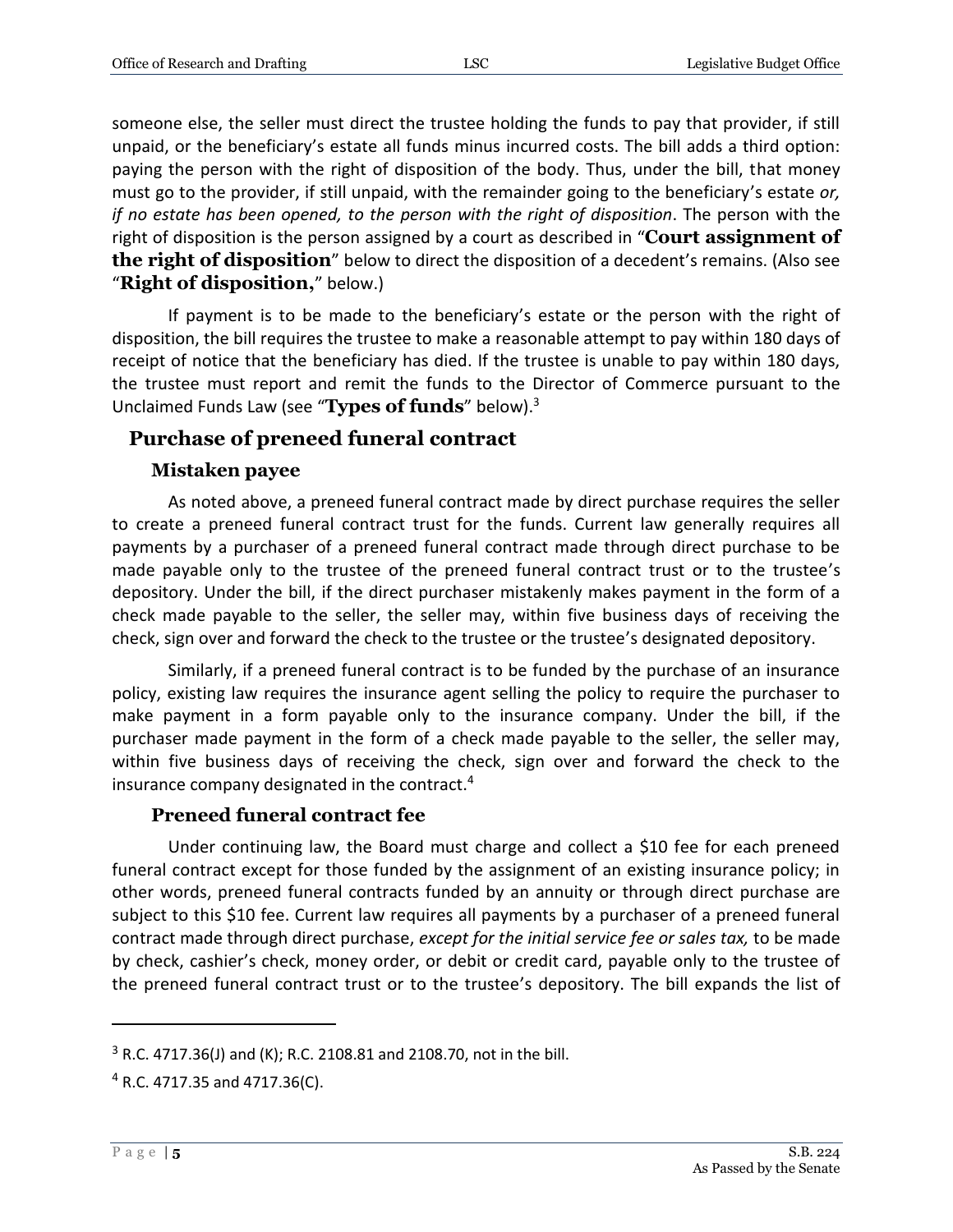someone else, the seller must direct the trustee holding the funds to pay that provider, if still unpaid, or the beneficiary's estate all funds minus incurred costs. The bill adds a third option: paying the person with the right of disposition of the body. Thus, under the bill, that money must go to the provider, if still unpaid, with the remainder going to the beneficiary's estate *or, if no estate has been opened, to the person with the right of disposition*. The person with the right of disposition is the person assigned by a court as described in "**Court assignment of the right of disposition**" below to direct the disposition of a decedent's remains. (Also see "**Right of disposition,**" below.)

If payment is to be made to the beneficiary's estate or the person with the right of disposition, the bill requires the trustee to make a reasonable attempt to pay within 180 days of receipt of notice that the beneficiary has died. If the trustee is unable to pay within 180 days, the trustee must report and remit the funds to the Director of Commerce pursuant to the Unclaimed Funds Law (see "**Types of funds**" below).[3]

## Purchase of preneed funeral contract

### Mistaken payee

As noted above, a preneed funeral contract made by direct purchase requires the seller to create a preneed funeral contract trust for the funds. Current law generally requires all payments by a purchaser of a preneed funeral contract made through direct purchase to be made payable only to the trustee of the preneed funeral contract trust or to the trustee's depository. Under the bill, if the direct purchaser mistakenly makes payment in the form of a check made payable to the seller, the seller may, within five business days of receiving the check, sign over and forward the check to the trustee or the trustee's designated depository.

Similarly, if a preneed funeral contract is to be funded by the purchase of an insurance policy, existing law requires the insurance agent selling the policy to require the purchaser to make payment in a form payable only to the insurance company. Under the bill, if the purchaser made payment in the form of a check made payable to the seller, the seller may, within five business days of receiving the check, sign over and forward the check to the insurance company designated in the contract.[4]

### Preneed funeral contract fee

Under continuing law, the Board must charge and collect a $10 fee for each preneed funeral contract except for those funded by the assignment of an existing insurance policy; in other words, preneed funeral contracts funded by an annuity or through direct purchase are subject to this $10 fee. Current law requires all payments by a purchaser of a preneed funeral contract made through direct purchase, *except for the initial service fee or sales tax,* to be made by check, cashier's check, money order, or debit or credit card, payable only to the trustee of the preneed funeral contract trust or to the trustee's depository. The bill expands the list of

---

[3] R.C. 4717.36(J) and (K); R.C. 2108.81 and 2108.70, not in the bill.

[4] R.C. 4717.35 and 4717.36(C).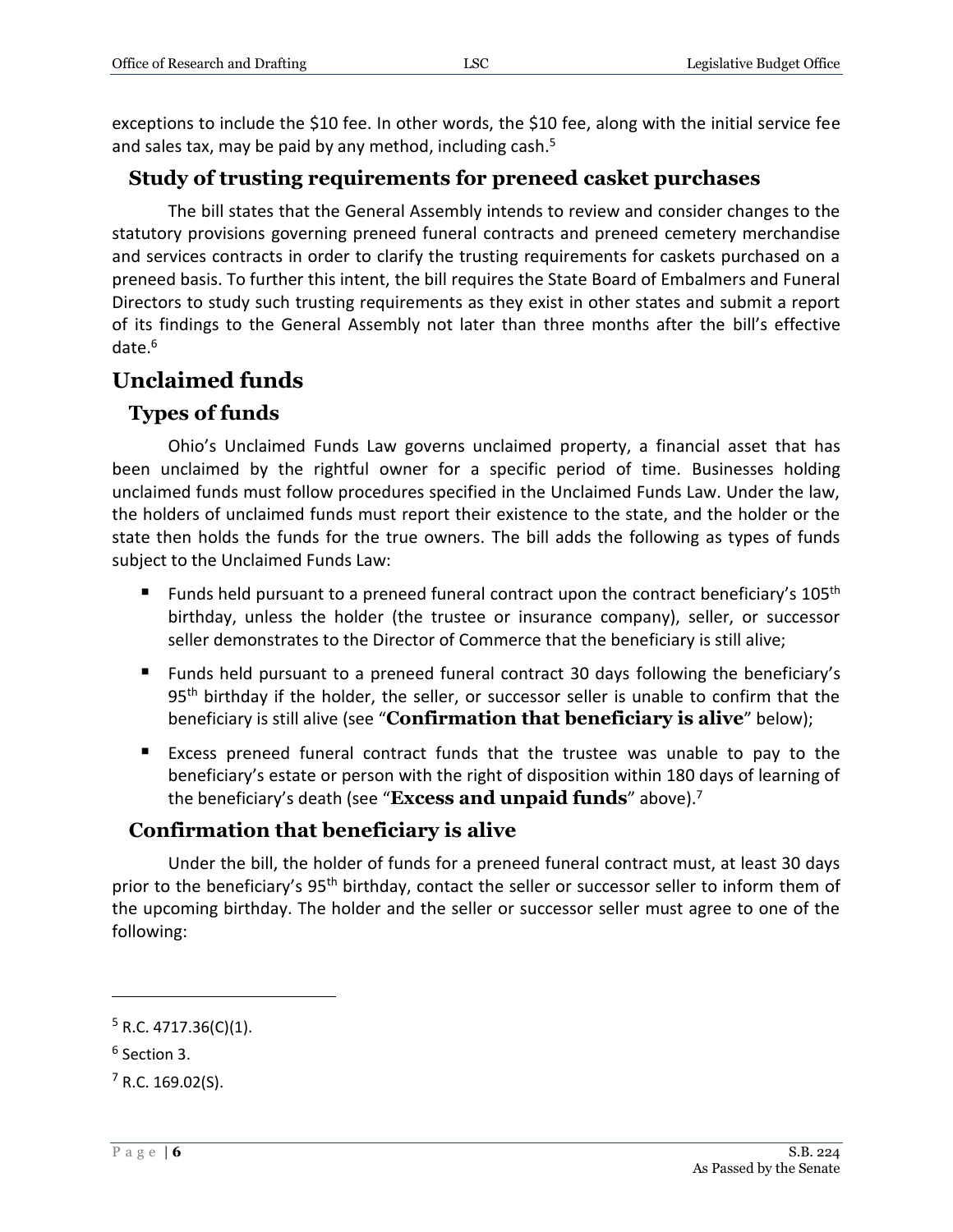exceptions to include the $10 fee. In other words, the $10 fee, along with the initial service fee and sales tax, may be paid by any method, including cash.[5]

### Study of trusting requirements for preneed casket purchases

The bill states that the General Assembly intends to review and consider changes to the statutory provisions governing preneed funeral contracts and preneed cemetery merchandise and services contracts in order to clarify the trusting requirements for caskets purchased on a preneed basis. To further this intent, the bill requires the State Board of Embalmers and Funeral Directors to study such trusting requirements as they exist in other states and submit a report of its findings to the General Assembly not later than three months after the bill's effective date.[6]

## Unclaimed funds

### Types of funds

Ohio's Unclaimed Funds Law governs unclaimed property, a financial asset that has been unclaimed by the rightful owner for a specific period of time. Businesses holding unclaimed funds must follow procedures specified in the Unclaimed Funds Law. Under the law, the holders of unclaimed funds must report their existence to the state, and the holder or the state then holds the funds for the true owners. The bill adds the following as types of funds subject to the Unclaimed Funds Law:

- Funds held pursuant to a preneed funeral contract upon the contract beneficiary's 105th birthday, unless the holder (the trustee or insurance company), seller, or successor seller demonstrates to the Director of Commerce that the beneficiary is still alive;
- Funds held pursuant to a preneed funeral contract 30 days following the beneficiary's 95th birthday if the holder, the seller, or successor seller is unable to confirm that the beneficiary is still alive (see "**Confirmation that beneficiary is alive**" below);
- Excess preneed funeral contract funds that the trustee was unable to pay to the beneficiary's estate or person with the right of disposition within 180 days of learning of the beneficiary's death (see "**Excess and unpaid funds**" above).[7]

### Confirmation that beneficiary is alive

Under the bill, the holder of funds for a preneed funeral contract must, at least 30 days prior to the beneficiary's 95th birthday, contact the seller or successor seller to inform them of the upcoming birthday. The holder and the seller or successor seller must agree to one of the following:

---

[5] R.C. 4717.36(C)(1).

[6] Section 3.

[7] R.C. 169.02(S).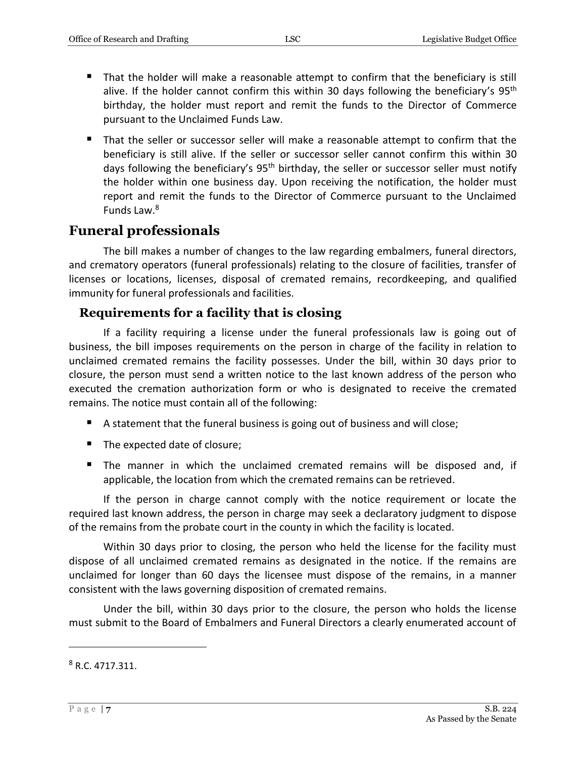- That the holder will make a reasonable attempt to confirm that the beneficiary is still alive. If the holder cannot confirm this within 30 days following the beneficiary's 95th birthday, the holder must report and remit the funds to the Director of Commerce pursuant to the Unclaimed Funds Law.
- That the seller or successor seller will make a reasonable attempt to confirm that the beneficiary is still alive. If the seller or successor seller cannot confirm this within 30 days following the beneficiary's 95th birthday, the seller or successor seller must notify the holder within one business day. Upon receiving the notification, the holder must report and remit the funds to the Director of Commerce pursuant to the Unclaimed Funds Law.[8]

## Funeral professionals

The bill makes a number of changes to the law regarding embalmers, funeral directors, and crematory operators (funeral professionals) relating to the closure of facilities, transfer of licenses or locations, licenses, disposal of cremated remains, recordkeeping, and qualified immunity for funeral professionals and facilities.

### Requirements for a facility that is closing

If a facility requiring a license under the funeral professionals law is going out of business, the bill imposes requirements on the person in charge of the facility in relation to unclaimed cremated remains the facility possesses. Under the bill, within 30 days prior to closure, the person must send a written notice to the last known address of the person who executed the cremation authorization form or who is designated to receive the cremated remains. The notice must contain all of the following:

- A statement that the funeral business is going out of business and will close;
- The expected date of closure;
- The manner in which the unclaimed cremated remains will be disposed and, if applicable, the location from which the cremated remains can be retrieved.

If the person in charge cannot comply with the notice requirement or locate the required last known address, the person in charge may seek a declaratory judgment to dispose of the remains from the probate court in the county in which the facility is located.

Within 30 days prior to closing, the person who held the license for the facility must dispose of all unclaimed cremated remains as designated in the notice. If the remains are unclaimed for longer than 60 days the licensee must dispose of the remains, in a manner consistent with the laws governing disposition of cremated remains.

Under the bill, within 30 days prior to the closure, the person who holds the license must submit to the Board of Embalmers and Funeral Directors a clearly enumerated account of

[8] R.C. 4717.311.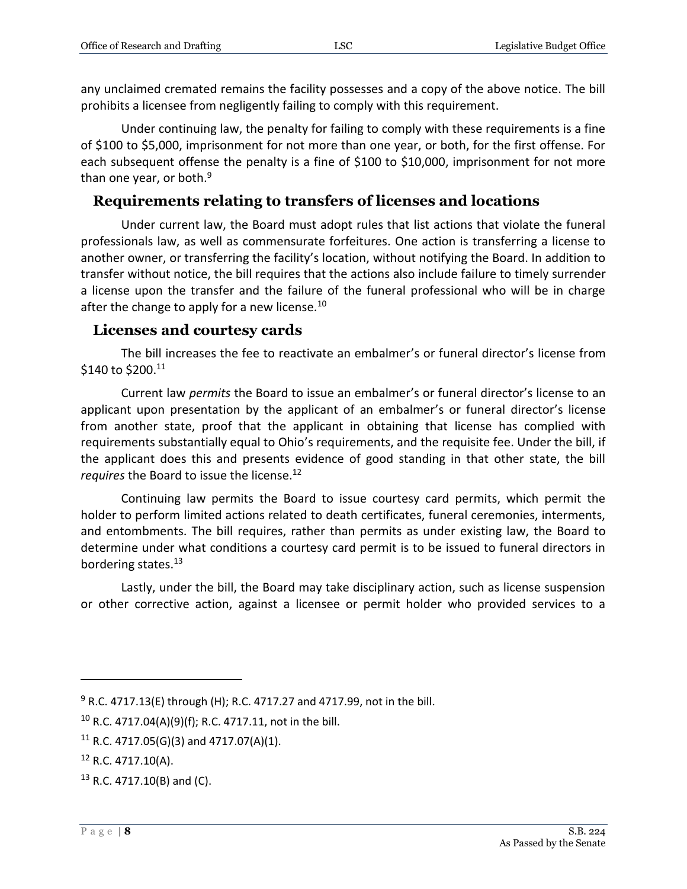any unclaimed cremated remains the facility possesses and a copy of the above notice. The bill prohibits a licensee from negligently failing to comply with this requirement.

Under continuing law, the penalty for failing to comply with these requirements is a fine of $100 to $5,000, imprisonment for not more than one year, or both, for the first offense. For each subsequent offense the penalty is a fine of $100 to $10,000, imprisonment for not more than one year, or both.[9]

## Requirements relating to transfers of licenses and locations

Under current law, the Board must adopt rules that list actions that violate the funeral professionals law, as well as commensurate forfeitures. One action is transferring a license to another owner, or transferring the facility's location, without notifying the Board. In addition to transfer without notice, the bill requires that the actions also include failure to timely surrender a license upon the transfer and the failure of the funeral professional who will be in charge after the change to apply for a new license.[10]

## Licenses and courtesy cards

The bill increases the fee to reactivate an embalmer's or funeral director's license from $140 to $200.[11]

Current law *permits* the Board to issue an embalmer's or funeral director's license to an applicant upon presentation by the applicant of an embalmer's or funeral director's license from another state, proof that the applicant in obtaining that license has complied with requirements substantially equal to Ohio's requirements, and the requisite fee. Under the bill, if the applicant does this and presents evidence of good standing in that other state, the bill *requires* the Board to issue the license.[12]

Continuing law permits the Board to issue courtesy card permits, which permit the holder to perform limited actions related to death certificates, funeral ceremonies, interments, and entombments. The bill requires, rather than permits as under existing law, the Board to determine under what conditions a courtesy card permit is to be issued to funeral directors in bordering states.[13]

Lastly, under the bill, the Board may take disciplinary action, such as license suspension or other corrective action, against a licensee or permit holder who provided services to a

---

[9] R.C. 4717.13(E) through (H); R.C. 4717.27 and 4717.99, not in the bill.

[10] R.C. 4717.04(A)(9)(f); R.C. 4717.11, not in the bill.

[11] R.C. 4717.05(G)(3) and 4717.07(A)(1).

[12] R.C. 4717.10(A).

[13] R.C. 4717.10(B) and (C).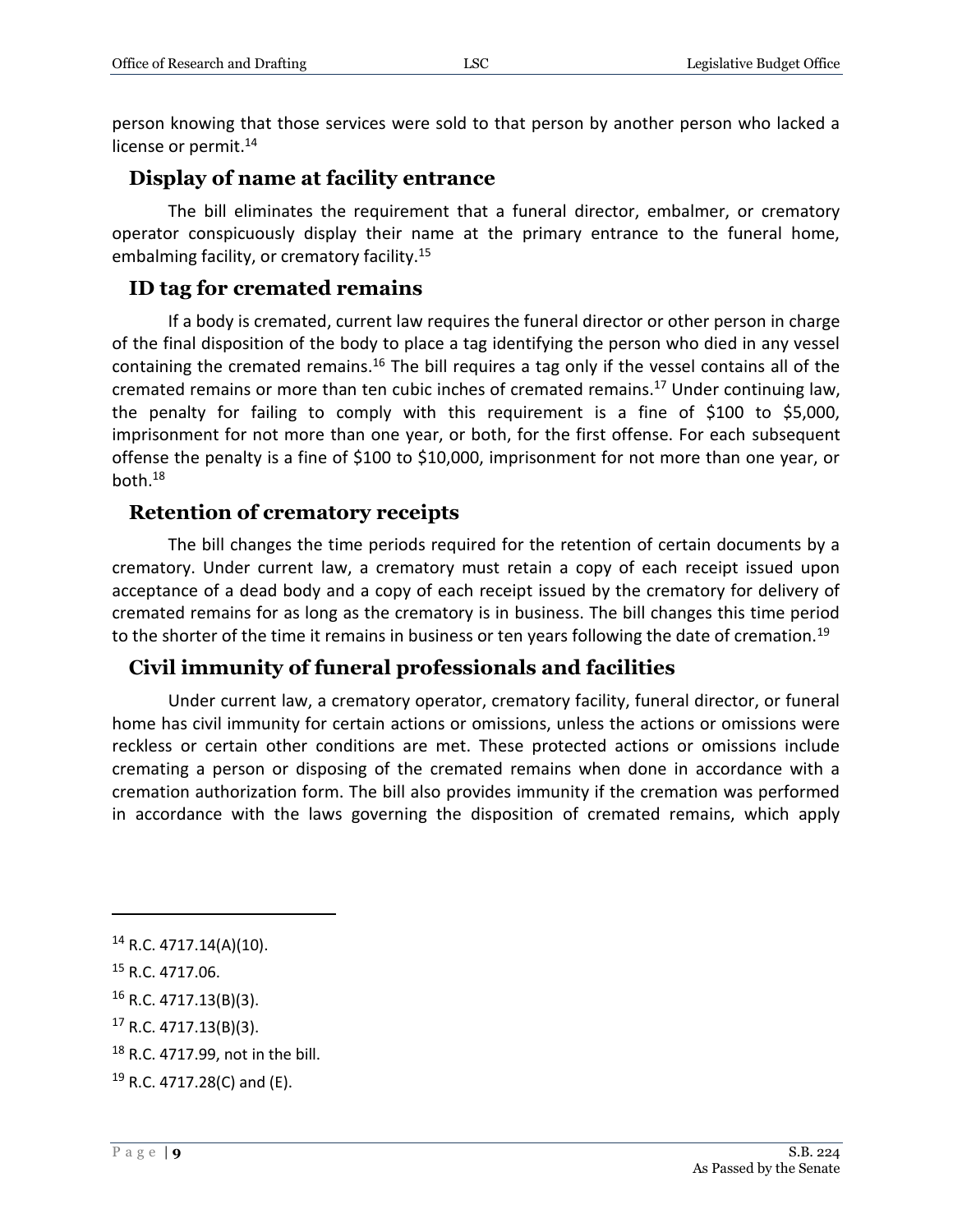person knowing that those services were sold to that person by another person who lacked a license or permit.[14]

## Display of name at facility entrance

The bill eliminates the requirement that a funeral director, embalmer, or crematory operator conspicuously display their name at the primary entrance to the funeral home, embalming facility, or crematory facility.[15]

## ID tag for cremated remains

If a body is cremated, current law requires the funeral director or other person in charge of the final disposition of the body to place a tag identifying the person who died in any vessel containing the cremated remains.[16] The bill requires a tag only if the vessel contains all of the cremated remains or more than ten cubic inches of cremated remains.[17] Under continuing law, the penalty for failing to comply with this requirement is a fine of $100 to $5,000, imprisonment for not more than one year, or both, for the first offense. For each subsequent offense the penalty is a fine of $100 to $10,000, imprisonment for not more than one year, or both.[18]

## Retention of crematory receipts

The bill changes the time periods required for the retention of certain documents by a crematory. Under current law, a crematory must retain a copy of each receipt issued upon acceptance of a dead body and a copy of each receipt issued by the crematory for delivery of cremated remains for as long as the crematory is in business. The bill changes this time period to the shorter of the time it remains in business or ten years following the date of cremation.[19]

## Civil immunity of funeral professionals and facilities

Under current law, a crematory operator, crematory facility, funeral director, or funeral home has civil immunity for certain actions or omissions, unless the actions or omissions were reckless or certain other conditions are met. These protected actions or omissions include cremating a person or disposing of the cremated remains when done in accordance with a cremation authorization form. The bill also provides immunity if the cremation was performed in accordance with the laws governing the disposition of cremated remains, which apply

---

[14] R.C. 4717.14(A)(10).

[15] R.C. 4717.06.

[16] R.C. 4717.13(B)(3).

[17] R.C. 4717.13(B)(3).

[18] R.C. 4717.99, not in the bill.

[19] R.C. 4717.28(C) and (E).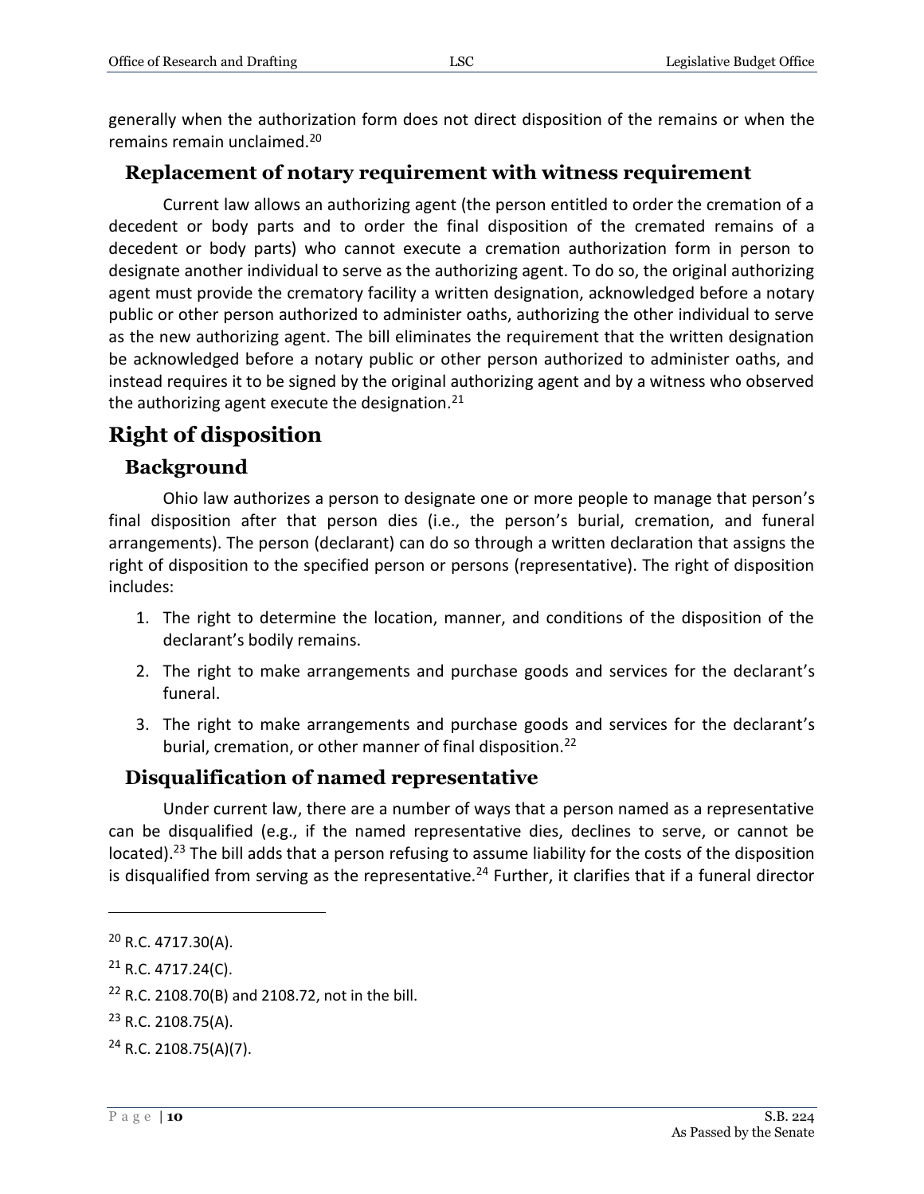generally when the authorization form does not direct disposition of the remains or when the remains remain unclaimed.[20]

### Replacement of notary requirement with witness requirement

Current law allows an authorizing agent (the person entitled to order the cremation of a decedent or body parts and to order the final disposition of the cremated remains of a decedent or body parts) who cannot execute a cremation authorization form in person to designate another individual to serve as the authorizing agent. To do so, the original authorizing agent must provide the crematory facility a written designation, acknowledged before a notary public or other person authorized to administer oaths, authorizing the other individual to serve as the new authorizing agent. The bill eliminates the requirement that the written designation be acknowledged before a notary public or other person authorized to administer oaths, and instead requires it to be signed by the original authorizing agent and by a witness who observed the authorizing agent execute the designation.[21]

## Right of disposition

### Background

Ohio law authorizes a person to designate one or more people to manage that person's final disposition after that person dies (i.e., the person's burial, cremation, and funeral arrangements). The person (declarant) can do so through a written declaration that assigns the right of disposition to the specified person or persons (representative). The right of disposition includes:

1. The right to determine the location, manner, and conditions of the disposition of the declarant's bodily remains.
2. The right to make arrangements and purchase goods and services for the declarant's funeral.
3. The right to make arrangements and purchase goods and services for the declarant's burial, cremation, or other manner of final disposition.[22]

### Disqualification of named representative

Under current law, there are a number of ways that a person named as a representative can be disqualified (e.g., if the named representative dies, declines to serve, or cannot be located).[23] The bill adds that a person refusing to assume liability for the costs of the disposition is disqualified from serving as the representative.[24] Further, it clarifies that if a funeral director

---

[20] R.C. 4717.30(A).

[21] R.C. 4717.24(C).

[22] R.C. 2108.70(B) and 2108.72, not in the bill.

[23] R.C. 2108.75(A).

[24] R.C. 2108.75(A)(7).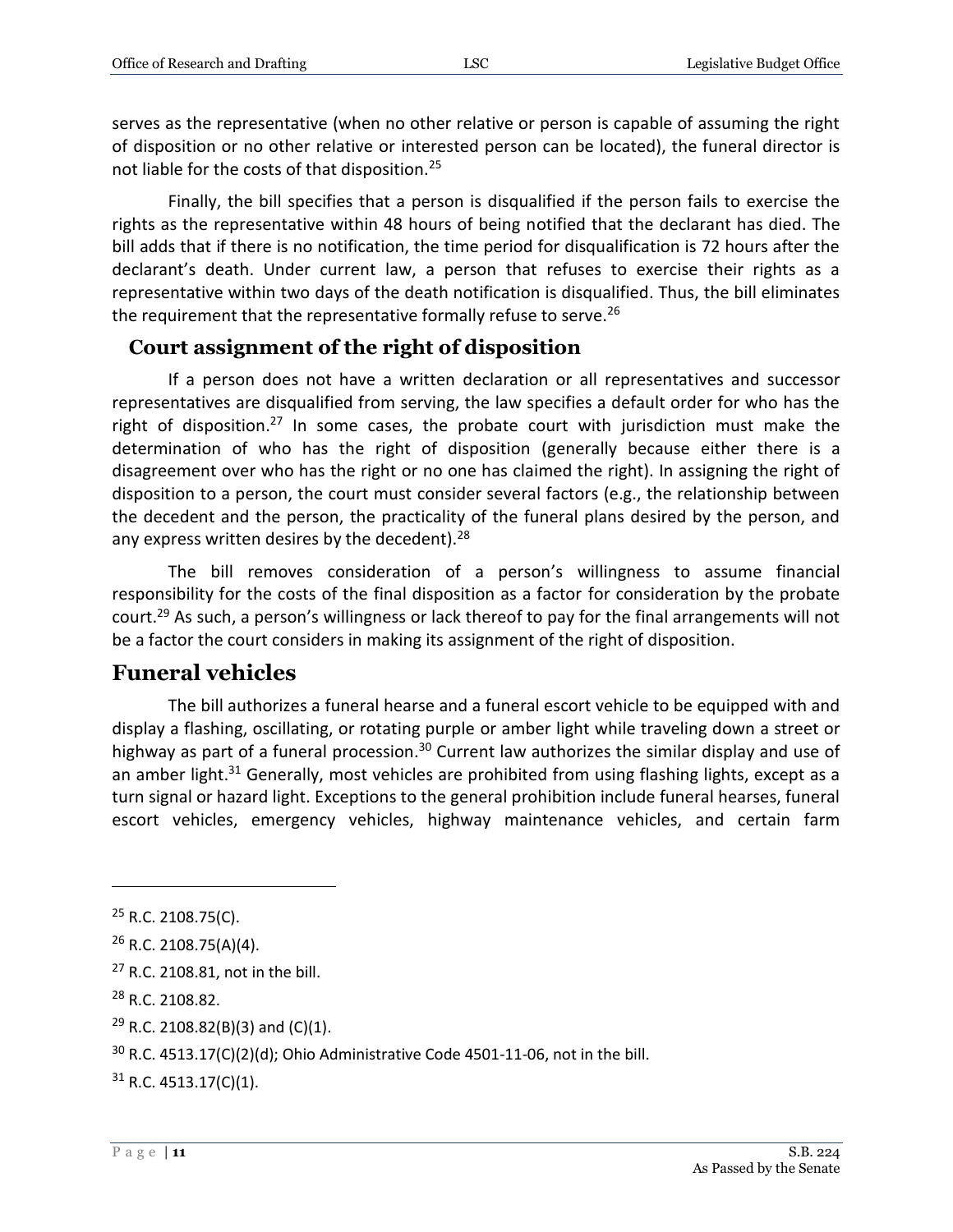serves as the representative (when no other relative or person is capable of assuming the right of disposition or no other relative or interested person can be located), the funeral director is not liable for the costs of that disposition.[25]

Finally, the bill specifies that a person is disqualified if the person fails to exercise the rights as the representative within 48 hours of being notified that the declarant has died. The bill adds that if there is no notification, the time period for disqualification is 72 hours after the declarant's death. Under current law, a person that refuses to exercise their rights as a representative within two days of the death notification is disqualified. Thus, the bill eliminates the requirement that the representative formally refuse to serve.[26]

### Court assignment of the right of disposition

If a person does not have a written declaration or all representatives and successor representatives are disqualified from serving, the law specifies a default order for who has the right of disposition.[27] In some cases, the probate court with jurisdiction must make the determination of who has the right of disposition (generally because either there is a disagreement over who has the right or no one has claimed the right). In assigning the right of disposition to a person, the court must consider several factors (e.g., the relationship between the decedent and the person, the practicality of the funeral plans desired by the person, and any express written desires by the decedent).[28]

The bill removes consideration of a person's willingness to assume financial responsibility for the costs of the final disposition as a factor for consideration by the probate court.[29] As such, a person's willingness or lack thereof to pay for the final arrangements will not be a factor the court considers in making its assignment of the right of disposition.

## Funeral vehicles

The bill authorizes a funeral hearse and a funeral escort vehicle to be equipped with and display a flashing, oscillating, or rotating purple or amber light while traveling down a street or highway as part of a funeral procession.[30] Current law authorizes the similar display and use of an amber light.[31] Generally, most vehicles are prohibited from using flashing lights, except as a turn signal or hazard light. Exceptions to the general prohibition include funeral hearses, funeral escort vehicles, emergency vehicles, highway maintenance vehicles, and certain farm

---

[25] R.C. 2108.75(C).

[26] R.C. 2108.75(A)(4).

[27] R.C. 2108.81, not in the bill.

[28] R.C. 2108.82.

[29] R.C. 2108.82(B)(3) and (C)(1).

[30] R.C. 4513.17(C)(2)(d); Ohio Administrative Code 4501-11-06, not in the bill.

[31] R.C. 4513.17(C)(1).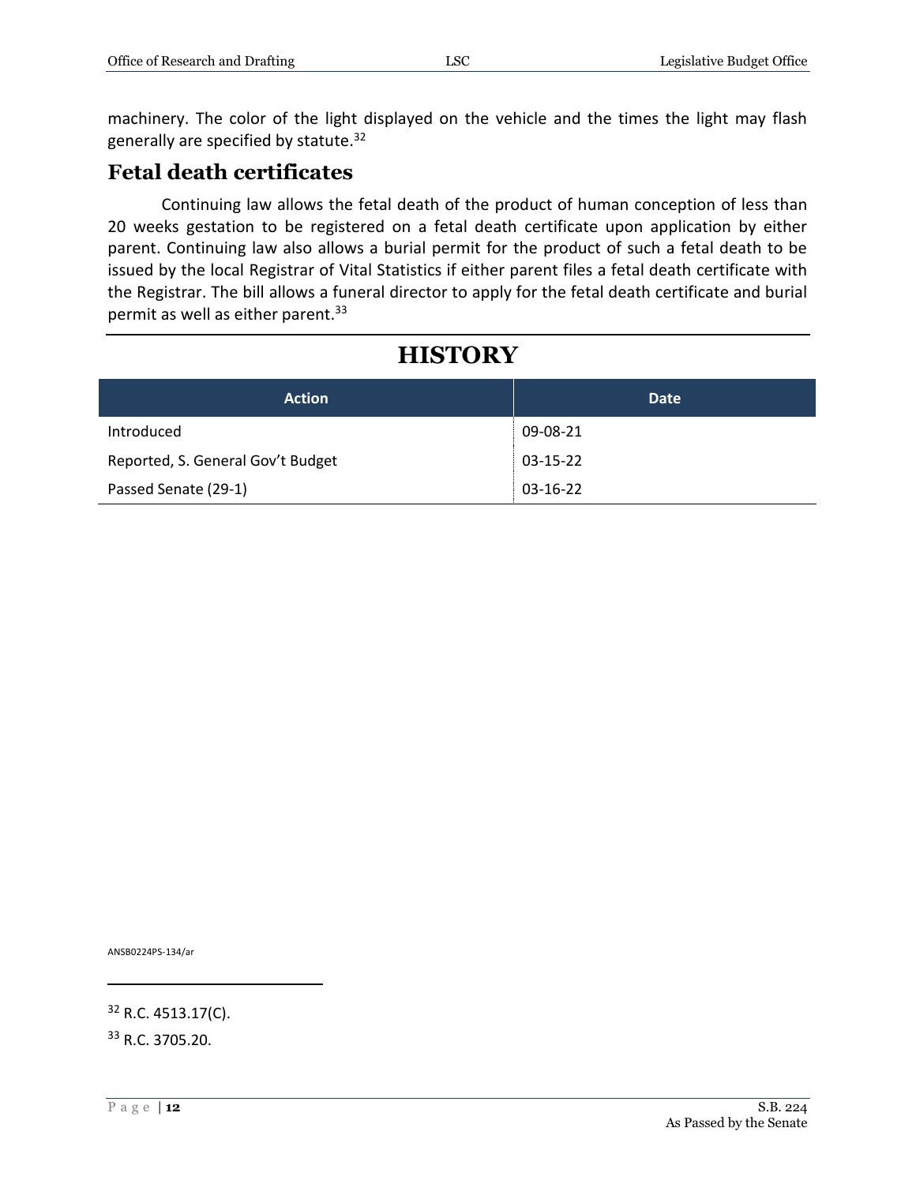machinery. The color of the light displayed on the vehicle and the times the light may flash generally are specified by statute.[32]

## Fetal death certificates

Continuing law allows the fetal death of the product of human conception of less than 20 weeks gestation to be registered on a fetal death certificate upon application by either parent. Continuing law also allows a burial permit for the product of such a fetal death to be issued by the local Registrar of Vital Statistics if either parent files a fetal death certificate with the Registrar. The bill allows a funeral director to apply for the fetal death certificate and burial permit as well as either parent.[33]

# HISTORY

| Action | Date |
|---|---|
| Introduced | 09-08-21 |
| Reported, S. General Gov't Budget | 03-15-22 |
| Passed Senate (29-1) | 03-16-22 |

ANSB0224PS-134/ar

---

[32] R.C. 4513.17(C).

[33] R.C. 3705.20.